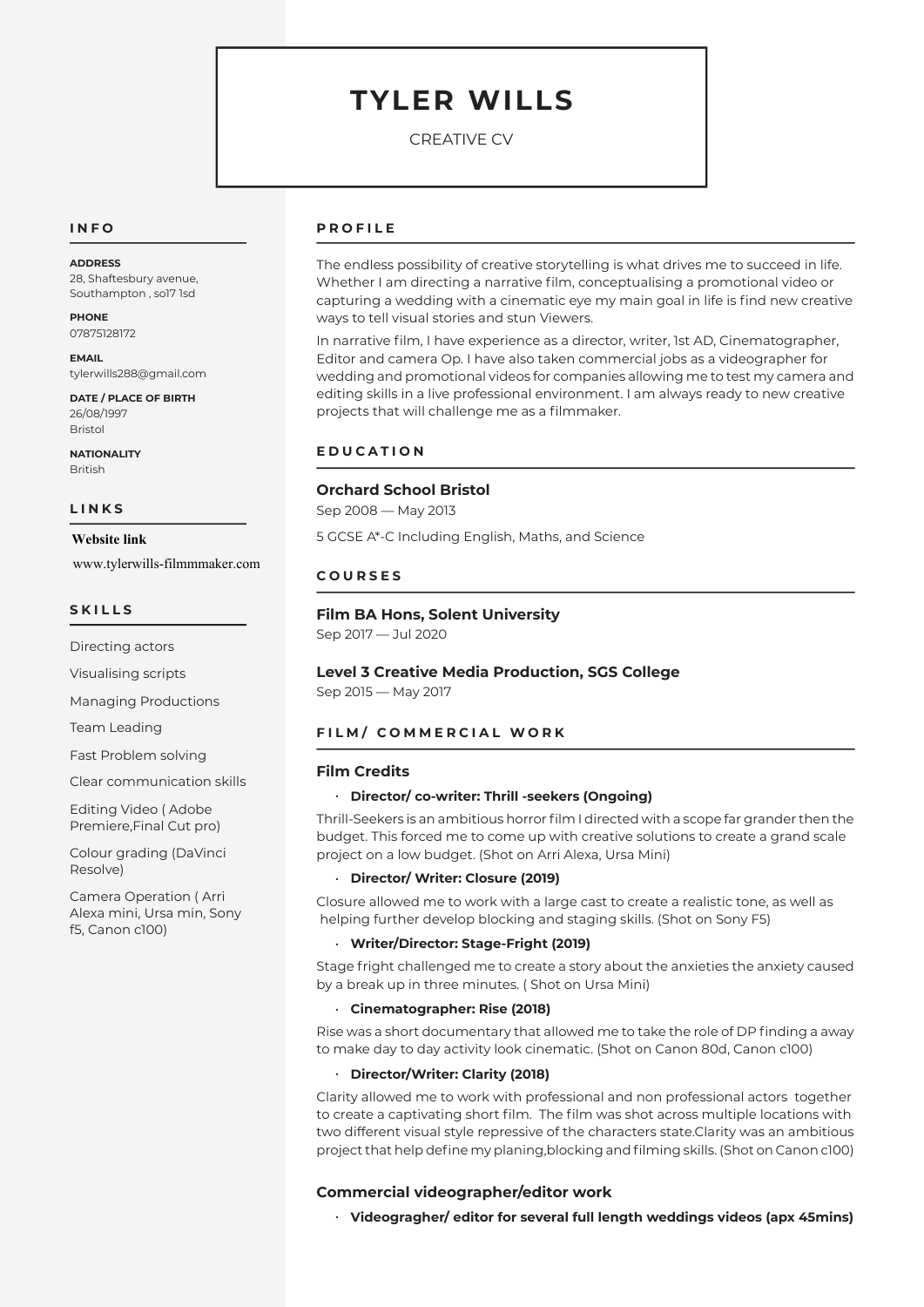# TYLER WILLS

CREATIVE CV

## INFO

**ADDRESS**
28, Shaftesbury avenue, Southampton , so17 1sd

**PHONE**
07875128172

**EMAIL**
tylerwills288@gmail.com

**DATE / PLACE OF BIRTH**
26/08/1997
Bristol

**NATIONALITY**
British

## LINKS

**Website link**
www.tylerwills-filmmmaker.com

## SKILLS

Directing actors

Visualising scripts

Managing Productions

Team Leading

Fast Problem solving

Clear communication skills

Editing Video ( Adobe Premiere,Final Cut pro)

Colour grading (DaVinci Resolve)

Camera Operation ( Arri Alexa mini, Ursa min, Sony f5, Canon c100)

## PROFILE

The endless possibility of creative storytelling is what drives me to succeed in life. Whether I am directing a narrative film, conceptualising a promotional video or capturing a wedding with a cinematic eye my main goal in life is find new creative ways to tell visual stories and stun Viewers.

In narrative film, I have experience as a director, writer, 1st AD, Cinematographer, Editor and camera Op. I have also taken commercial jobs as a videographer for wedding and promotional videos for companies allowing me to test my camera and editing skills in a live professional environment. I am always ready to new creative projects that will challenge me as a filmmaker.

## EDUCATION

### Orchard School Bristol

Sep 2008 — May 2013

5 GCSE A*-C Including English, Maths, and Science

## COURSES

### Film BA Hons, Solent University

Sep 2017 — Jul 2020

### Level 3 Creative Media Production, SGS College

Sep 2015 — May 2017

## FILM/ COMMERCIAL WORK

### Film Credits

- **Director/ co-writer: Thrill -seekers (Ongoing)**

Thrill-Seekers is an ambitious horror film I directed with a scope far grander then the budget. This forced me to come up with creative solutions to create a grand scale project on a low budget. (Shot on Arri Alexa, Ursa Mini)

- **Director/ Writer: Closure (2019)**

Closure allowed me to work with a large cast to create a realistic tone, as well as helping further develop blocking and staging skills. (Shot on Sony F5)

- **Writer/Director: Stage-Fright (2019)**

Stage fright challenged me to create a story about the anxieties the anxiety caused by a break up in three minutes. ( Shot on Ursa Mini)

- **Cinematographer: Rise (2018)**

Rise was a short documentary that allowed me to take the role of DP finding a away to make day to day activity look cinematic. (Shot on Canon 80d, Canon c100)

- **Director/Writer: Clarity (2018)**

Clarity allowed me to work with professional and non professional actors together to create a captivating short film. The film was shot across multiple locations with two different visual style repressive of the characters state.Clarity was an ambitious project that help define my planing,blocking and filming skills. (Shot on Canon c100)

### Commercial videographer/editor work

- **Videogragher/ editor for several full length weddings videos (apx 45mins)**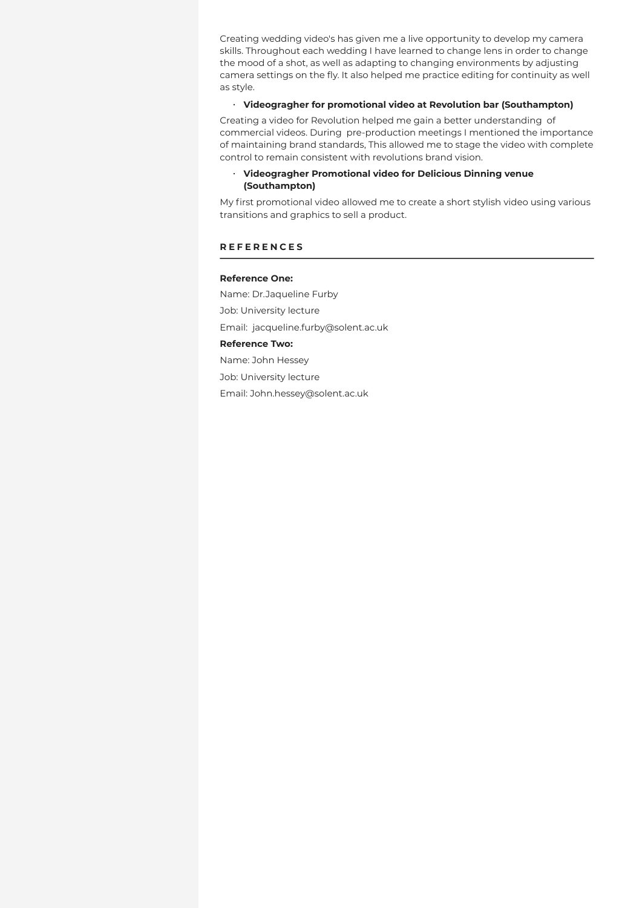Creating wedding video's has given me a live opportunity to develop my camera skills. Throughout each wedding I have learned to change lens in order to change the mood of a shot, as well as adapting to changing environments by adjusting camera settings on the fly. It also helped me practice editing for continuity as well as style.

- **Videogragher for promotional video at Revolution bar (Southampton)**

Creating a video for Revolution helped me gain a better understanding of commercial videos. During pre-production meetings I mentioned the importance of maintaining brand standards, This allowed me to stage the video with complete control to remain consistent with revolutions brand vision.

- **Videogragher Promotional video for Delicious Dinning venue (Southampton)**

My first promotional video allowed me to create a short stylish video using various transitions and graphics to sell a product.

## REFERENCES

**Reference One:**

Name: Dr.Jaqueline Furby

Job: University lecture

Email: jacqueline.furby@solent.ac.uk

**Reference Two:**

Name: John Hessey

Job: University lecture

Email: John.hessey@solent.ac.uk